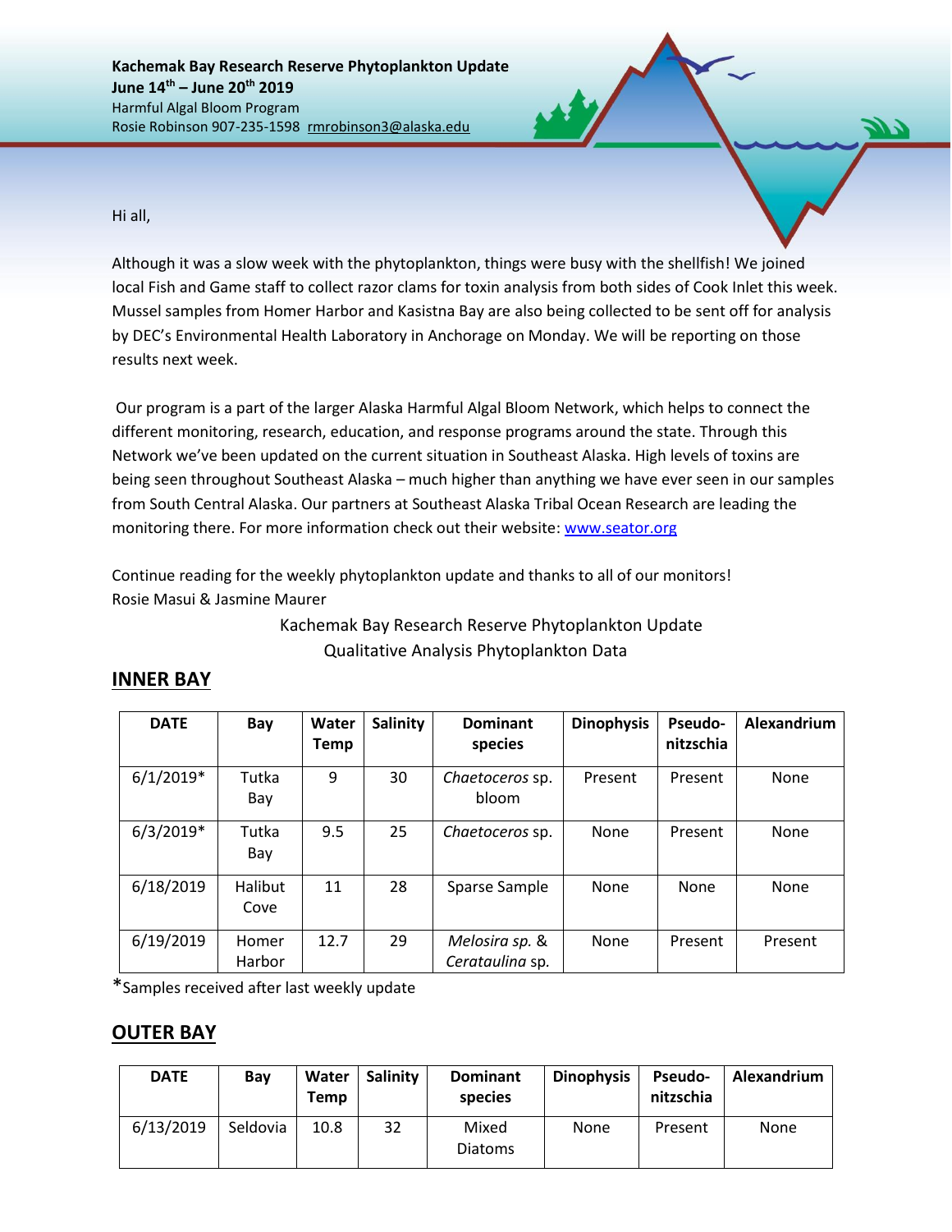**Kachemak Bay Research Reserve Phytoplankton Update**
**June 14th – June 20th 2019**
Harmful Algal Bloom Program
Rosie Robinson 907-235-1598 rmrobinson3@alaska.edu

Hi all,

Although it was a slow week with the phytoplankton, things were busy with the shellfish! We joined local Fish and Game staff to collect razor clams for toxin analysis from both sides of Cook Inlet this week. Mussel samples from Homer Harbor and Kasistna Bay are also being collected to be sent off for analysis by DEC's Environmental Health Laboratory in Anchorage on Monday. We will be reporting on those results next week.

Our program is a part of the larger Alaska Harmful Algal Bloom Network, which helps to connect the different monitoring, research, education, and response programs around the state. Through this Network we've been updated on the current situation in Southeast Alaska. High levels of toxins are being seen throughout Southeast Alaska – much higher than anything we have ever seen in our samples from South Central Alaska. Our partners at Southeast Alaska Tribal Ocean Research are leading the monitoring there. For more information check out their website: www.seator.org

Continue reading for the weekly phytoplankton update and thanks to all of our monitors!
Rosie Masui & Jasmine Maurer

Kachemak Bay Research Reserve Phytoplankton Update
Qualitative Analysis Phytoplankton Data

## INNER BAY

| DATE | Bay | Water Temp | Salinity | Dominant species | Dinophysis | Pseudo-nitzschia | Alexandrium |
|---|---|---|---|---|---|---|---|
| 6/1/2019* | Tutka Bay | 9 | 30 | *Chaetoceros* sp. bloom | Present | Present | None |
| 6/3/2019* | Tutka Bay | 9.5 | 25 | *Chaetoceros* sp. | None | Present | None |
| 6/18/2019 | Halibut Cove | 11 | 28 | Sparse Sample | None | None | None |
| 6/19/2019 | Homer Harbor | 12.7 | 29 | *Melosira sp.* & *Cerataulina* sp. | None | Present | Present |

*Samples received after last weekly update

## OUTER BAY

| DATE | Bay | Water Temp | Salinity | Dominant species | Dinophysis | Pseudo-nitzschia | Alexandrium |
|---|---|---|---|---|---|---|---|
| 6/13/2019 | Seldovia | 10.8 | 32 | Mixed Diatoms | None | Present | None |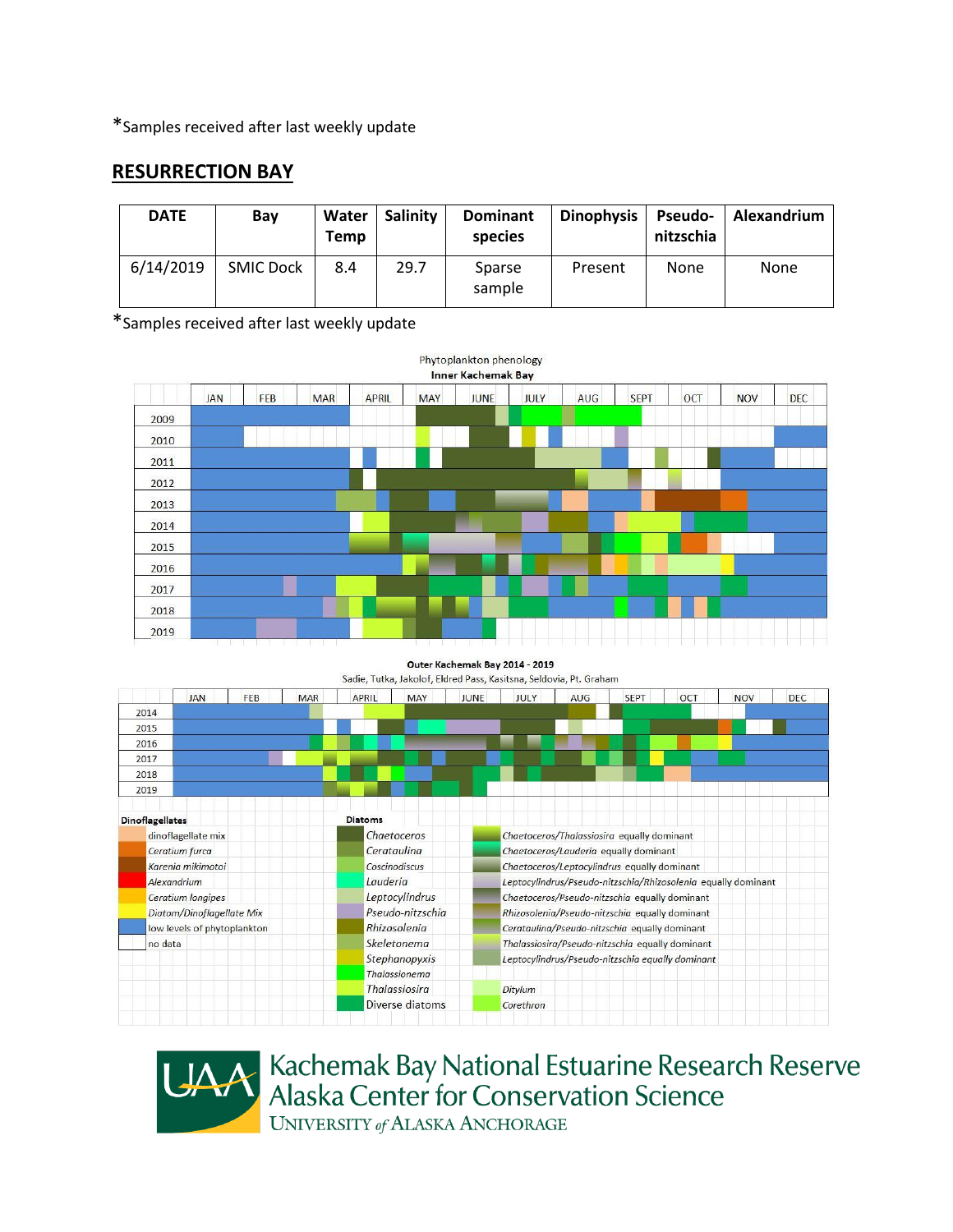*Samples received after last weekly update

## RESURRECTION BAY

| DATE | Bay | Water Temp | Salinity | Dominant species | Dinophysis | Pseudo-nitzschia | Alexandrium |
|---|---|---|---|---|---|---|---|
| 6/14/2019 | SMIC Dock | 8.4 | 29.7 | Sparse sample | Present | None | None |

*Samples received after last weekly update

Phytoplankton phenology
Inner Kachemak Bay

JAN FEB MAR APRIL MAY JUNE JULY AUG SEPT OCT NOV DEC

2009
2010
2011
2012
2013
2014
2015
2016
2017
2018
2019

Outer Kachemak Bay 2014 - 2019
Sadie, Tutka, Jakolof, Eldred Pass, Kasitsna, Seldovia, Pt. Graham

JAN FEB MAR APRIL MAY JUNE JULY AUG SEPT OCT NOV DEC

2014
2015
2016
2017
2018
2019

Dinoflagellates
dinoflagellate mix
Ceratium furca
Karenia mikimotoi
Alexandrium
Ceratium longipes
Diatom/Dinoflagellate Mix
low levels of phytoplankton
no data

Diatoms
Chaetoceros
Cerataulina
Coscinodiscus
Lauderia
Leptocylindrus
Pseudo-nitzschia
Rhizosolenia
Skeletonema
Stephanopyxis
Thalassionema
Thalassiosira
Diverse diatoms

Chaetoceros/Thalassiosira equally dominant
Chaetoceros/Lauderia equally dominant
Chaetoceros/Leptocylindrus equally dominant
Leptocylindrus/Pseudo-nitzschia/Rhizosolenia equally dominant
Chaetoceros/Pseudo-nitzschia equally dominant
Rhizosolenia/Pseudo-nitzschia equally dominant
Cerataulina/Pseudo-nitzschia equally dominant
Thalassiosira/Pseudo-nitzschia equally dominant
Leptocylindrus/Pseudo-nitzschia equally dominant

Ditylum
Corethron

Kachemak Bay National Estuarine Research Reserve
Alaska Center for Conservation Science
UNIVERSITY of ALASKA ANCHORAGE